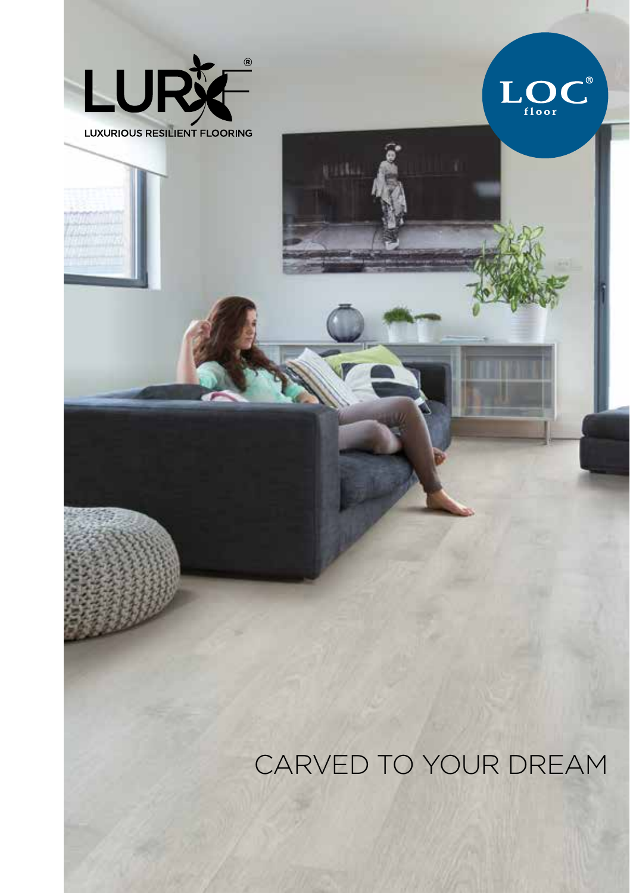LURE®

LUXURIOUS RESILIENT FLOORING

LOC® floor

# CARVED TO YOUR DREAM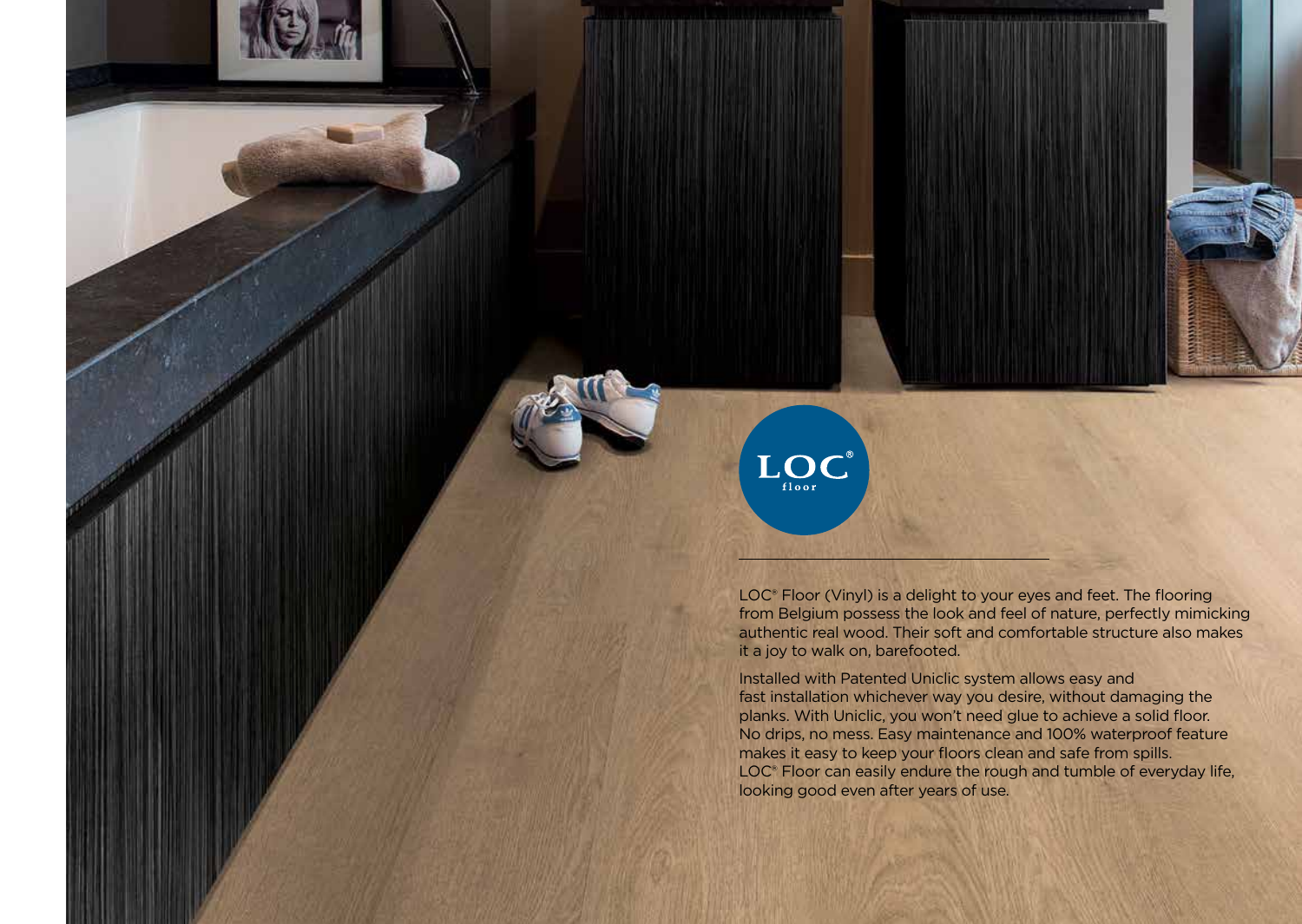LOC® floor

LOC® Floor (Vinyl) is a delight to your eyes and feet. The flooring from Belgium possess the look and feel of nature, perfectly mimicking authentic real wood. Their soft and comfortable structure also makes it a joy to walk on, barefooted.

Installed with Patented Uniclic system allows easy and fast installation whichever way you desire, without damaging the planks. With Uniclic, you won't need glue to achieve a solid floor. No drips, no mess. Easy maintenance and 100% waterproof feature makes it easy to keep your floors clean and safe from spills. LOC® Floor can easily endure the rough and tumble of everyday life, looking good even after years of use.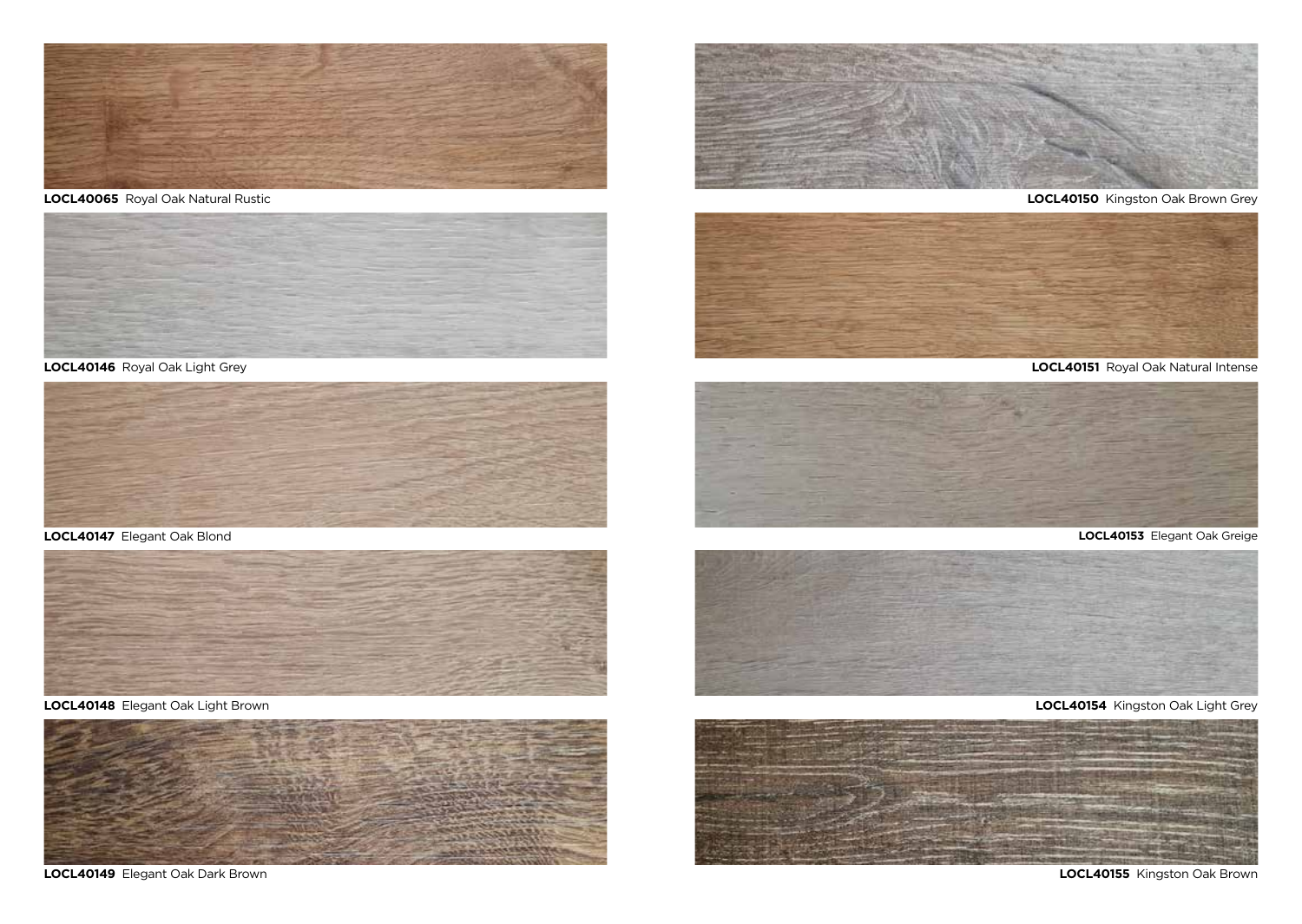**LOCL40065** Royal Oak Natural Rustic

**LOCL40146** Royal Oak Light Grey

**LOCL40147** Elegant Oak Blond

**LOCL40148** Elegant Oak Light Brown

**LOCL40149** Elegant Oak Dark Brown

**LOCL40150** Kingston Oak Brown Grey

**LOCL40151** Royal Oak Natural Intense

**LOCL40153** Elegant Oak Greige

**LOCL40154** Kingston Oak Light Grey

**LOCL40155** Kingston Oak Brown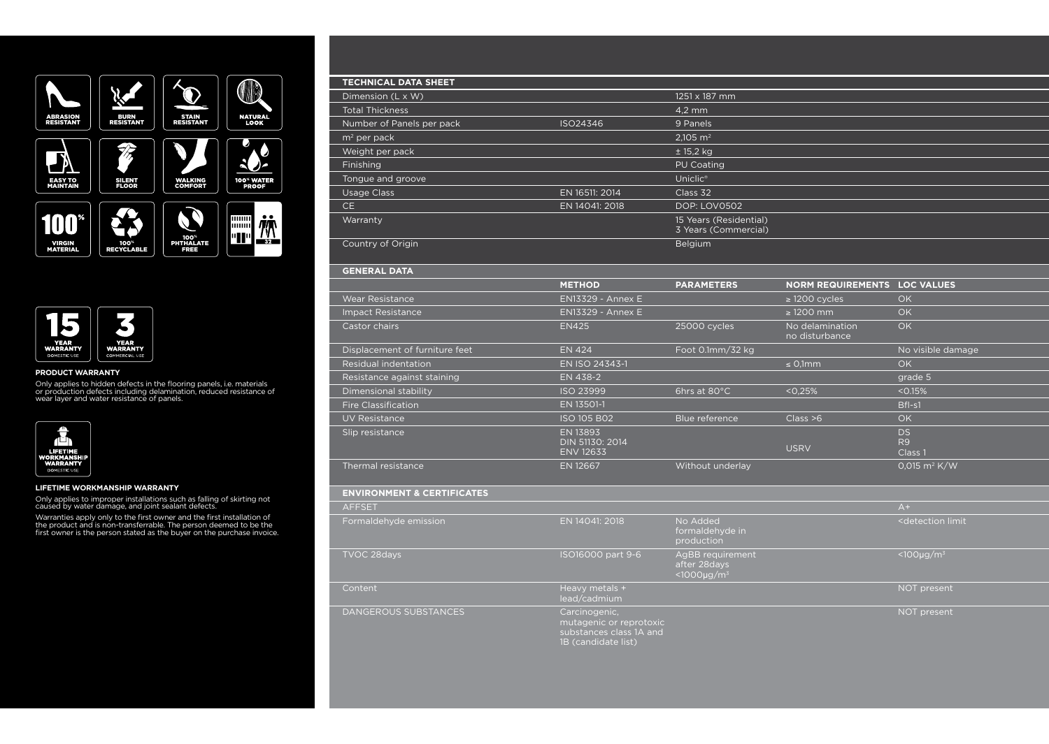ABRASION RESISTANT | BURN RESISTANT | STAIN RESISTANT | NATURAL LOOK

EASY TO MAINTAIN | SILENT FLOOR | WALKING COMFORT | 100% WATER PROOF

100% VIRGIN MATERIAL | 100% RECYCLABLE | 100% PHTHALATE FREE | 32

15 YEAR WARRANTY DOMESTIC USE | 3 YEAR WARRANTY COMMERCIAL USE

**PRODUCT WARRANTY**

Only applies to hidden defects in the flooring panels, i.e. materials or production defects including delamination, reduced resistance of wear layer and water resistance of panels.

LIFETIME WORKMANSHIP WARRANTY DOMESTIC USE

**LIFETIME WORKMANSHIP WARRANTY**

Only applies to improper installations such as falling of skirting not caused by water damage, and joint sealant defects.

Warranties apply only to the first owner and the first installation of the product and is non-transferrable. The person deemed to be the first owner is the person stated as the buyer on the purchase invoice.

| **TECHNICAL DATA SHEET** | | |
|---|---|---|
| Dimension (L x W) | | 1251 x 187 mm |
| Total Thickness | | 4,2 mm |
| Number of Panels per pack | ISO24346 | 9 Panels |
| m² per pack | | 2,105 m² |
| Weight per pack | | ± 15,2 kg |
| Finishing | | PU Coating |
| Tongue and groove | | Uniclic® |
| Usage Class | EN 16511: 2014 | Class 32 |
| CE | EN 14041: 2018 | DOP: LOV0502 |
| Warranty | | 15 Years (Residential) 3 Years (Commercial) |
| Country of Origin | | Belgium |

| **GENERAL DATA** | **METHOD** | **PARAMETERS** | **NORM REQUIREMENTS** | **LOC VALUES** |
|---|---|---|---|---|
| Wear Resistance | EN13329 - Annex E | | ≥ 1200 cycles | OK |
| Impact Resistance | EN13329 - Annex E | | ≥ 1200 mm | OK |
| Castor chairs | EN425 | 25000 cycles | No delamination no disturbance | OK |
| Displacement of furniture feet | EN 424 | Foot 0.1mm/32 kg | | No visible damage |
| Residual indentation | EN ISO 24343-1 | | ≤ 0,1mm | OK |
| Resistance against staining | EN 438-2 | | | grade 5 |
| Dimensional stability | ISO 23999 | 6hrs at 80°C | <0,25% | <0.15% |
| Fire Classification | EN 13501-1 | | | Bfl-s1 |
| UV Resistance | ISO 105 B02 | Blue reference | Class >6 | OK |
| Slip resistance | EN 13893 DIN 51130: 2014 ENV 12633 | | USRV | DS R9 Class 1 |
| Thermal resistance | EN 12667 | Without underlay | | 0,015 m² K/W |

| **ENVIRONMENT & CERTIFICATES** | | | | |
|---|---|---|---|---|
| AFFSET | | | | A+ |
| Formaldehyde emission | EN 14041: 2018 | No Added formaldehyde in production | | <detection limit |
| TVOC 28days | ISO16000 part 9-6 | AgBB requirement after 28days <1000µg/m³ | | <100µg/m³ |
| Content | Heavy metals + lead/cadmium | | | NOT present |
| DANGEROUS SUBSTANCES | Carcinogenic, mutagenic or reprotoxic substances class 1A and 1B (candidate list) | | | NOT present |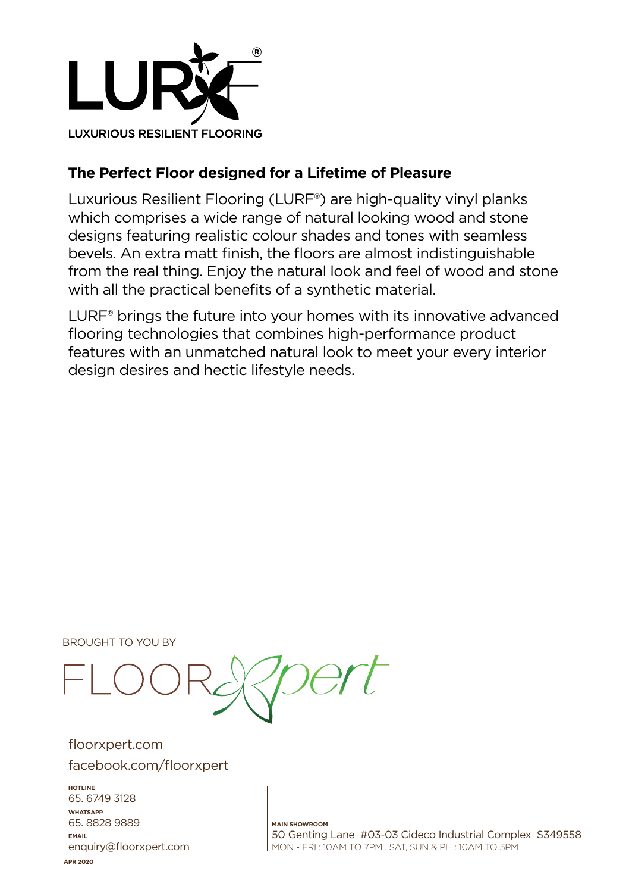LURF®

LUXURIOUS RESILIENT FLOORING

**The Perfect Floor designed for a Lifetime of Pleasure**

Luxurious Resilient Flooring (LURF®) are high-quality vinyl planks which comprises a wide range of natural looking wood and stone designs featuring realistic colour shades and tones with seamless bevels. An extra matt finish, the floors are almost indistinguishable from the real thing. Enjoy the natural look and feel of wood and stone with all the practical benefits of a synthetic material.

LURF® brings the future into your homes with its innovative advanced flooring technologies that combines high-performance product features with an unmatched natural look to meet your every interior design desires and hectic lifestyle needs.

BROUGHT TO YOU BY

FLOORXpert

floorxpert.com
facebook.com/floorxpert

**HOTLINE**
65. 6749 3128

**WHATSAPP**
65. 8828 9889

**EMAIL**
enquiry@floorxpert.com

**MAIN SHOWROOM**
50 Genting Lane #03-03 Cideco Industrial Complex S349558
MON - FRI : 10AM TO 7PM . SAT, SUN & PH : 10AM TO 5PM

**APR 2020**